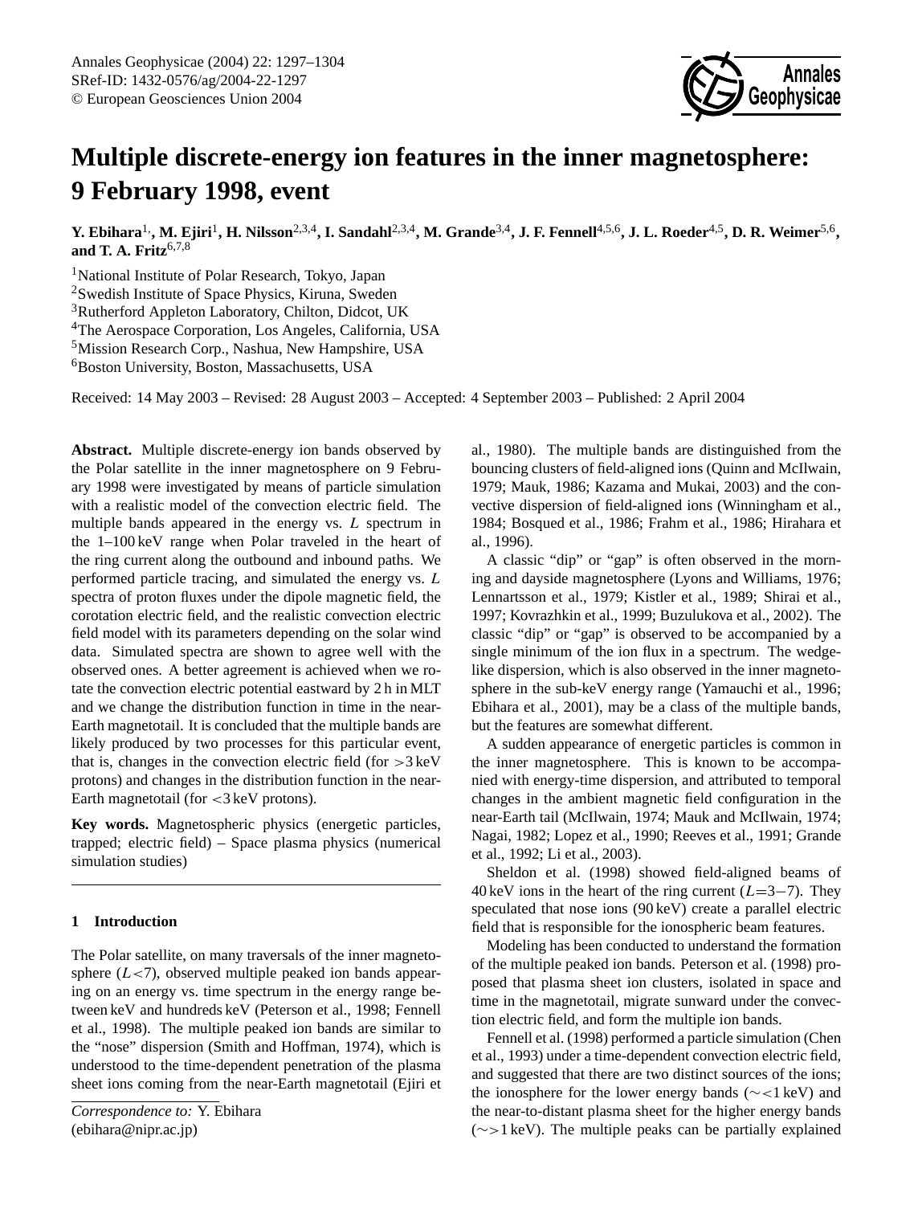# Multiple discrete-energy ion features in the inner magnetosphere: 9 February 1998, event

**Y. Ebihara[1], M. Ejiri[1], H. Nilsson[2,3,4], I. Sandahl[2,3,4], M. Grande[3,4], J. F. Fennell[4,5,6], J. L. Roeder[4,5], D. R. Weimer[5,6], and T. A. Fritz[6,7,8]**

[1]National Institute of Polar Research, Tokyo, Japan
[2]Swedish Institute of Space Physics, Kiruna, Sweden
[3]Rutherford Appleton Laboratory, Chilton, Didcot, UK
[4]The Aerospace Corporation, Los Angeles, California, USA
[5]Mission Research Corp., Nashua, New Hampshire, USA
[6]Boston University, Boston, Massachusetts, USA

Received: 14 May 2003 – Revised: 28 August 2003 – Accepted: 4 September 2003 – Published: 2 April 2004

**Abstract.** Multiple discrete-energy ion bands observed by the Polar satellite in the inner magnetosphere on 9 February 1998 were investigated by means of particle simulation with a realistic model of the convection electric field. The multiple bands appeared in the energy vs. $L$ spectrum in the 1–100 keV range when Polar traveled in the heart of the ring current along the outbound and inbound paths. We performed particle tracing, and simulated the energy vs. $L$ spectra of proton fluxes under the dipole magnetic field, the corotation electric field, and the realistic convection electric field model with its parameters depending on the solar wind data. Simulated spectra are shown to agree well with the observed ones. A better agreement is achieved when we rotate the convection electric potential eastward by 2 h in MLT and we change the distribution function in time in the near-Earth magnetotail. It is concluded that the multiple bands are likely produced by two processes for this particular event, that is, changes in the convection electric field (for >3 keV protons) and changes in the distribution function in the near-Earth magnetotail (for <3 keV protons).

**Key words.** Magnetospheric physics (energetic particles, trapped; electric field) – Space plasma physics (numerical simulation studies)

## 1 Introduction

The Polar satellite, on many traversals of the inner magnetosphere ($L<7$), observed multiple peaked ion bands appearing on an energy vs. time spectrum in the energy range between keV and hundreds keV (Peterson et al., 1998; Fennell et al., 1998). The multiple peaked ion bands are similar to the "nose" dispersion (Smith and Hoffman, 1974), which is understood to the time-dependent penetration of the plasma sheet ions coming from the near-Earth magnetotail (Ejiri et al., 1980). The multiple bands are distinguished from the bouncing clusters of field-aligned ions (Quinn and McIlwain, 1979; Mauk, 1986; Kazama and Mukai, 2003) and the convective dispersion of field-aligned ions (Winningham et al., 1984; Bosqued et al., 1986; Frahm et al., 1986; Hirahara et al., 1996).

A classic "dip" or "gap" is often observed in the morning and dayside magnetosphere (Lyons and Williams, 1976; Lennartsson et al., 1979; Kistler et al., 1989; Shirai et al., 1997; Kovrazhkin et al., 1999; Buzulukova et al., 2002). The classic "dip" or "gap" is observed to be accompanied by a single minimum of the ion flux in a spectrum. The wedge-like dispersion, which is also observed in the inner magnetosphere in the sub-keV energy range (Yamauchi et al., 1996; Ebihara et al., 2001), may be a class of the multiple bands, but the features are somewhat different.

A sudden appearance of energetic particles is common in the inner magnetosphere. This is known to be accompanied with energy-time dispersion, and attributed to temporal changes in the ambient magnetic field configuration in the near-Earth tail (McIlwain, 1974; Mauk and McIlwain, 1974; Nagai, 1982; Lopez et al., 1990; Reeves et al., 1991; Grande et al., 1992; Li et al., 2003).

Sheldon et al. (1998) showed field-aligned beams of 40 keV ions in the heart of the ring current ($L$=3−7). They speculated that nose ions (90 keV) create a parallel electric field that is responsible for the ionospheric beam features.

Modeling has been conducted to understand the formation of the multiple peaked ion bands. Peterson et al. (1998) proposed that plasma sheet ion clusters, isolated in space and time in the magnetotail, migrate sunward under the convection electric field, and form the multiple ion bands.

Fennell et al. (1998) performed a particle simulation (Chen et al., 1993) under a time-dependent convection electric field, and suggested that there are two distinct sources of the ions; the ionosphere for the lower energy bands (∼<1 keV) and the near-to-distant plasma sheet for the higher energy bands (∼>1 keV). The multiple peaks can be partially explained

*Correspondence to:* Y. Ebihara
(ebihara@nipr.ac.jp)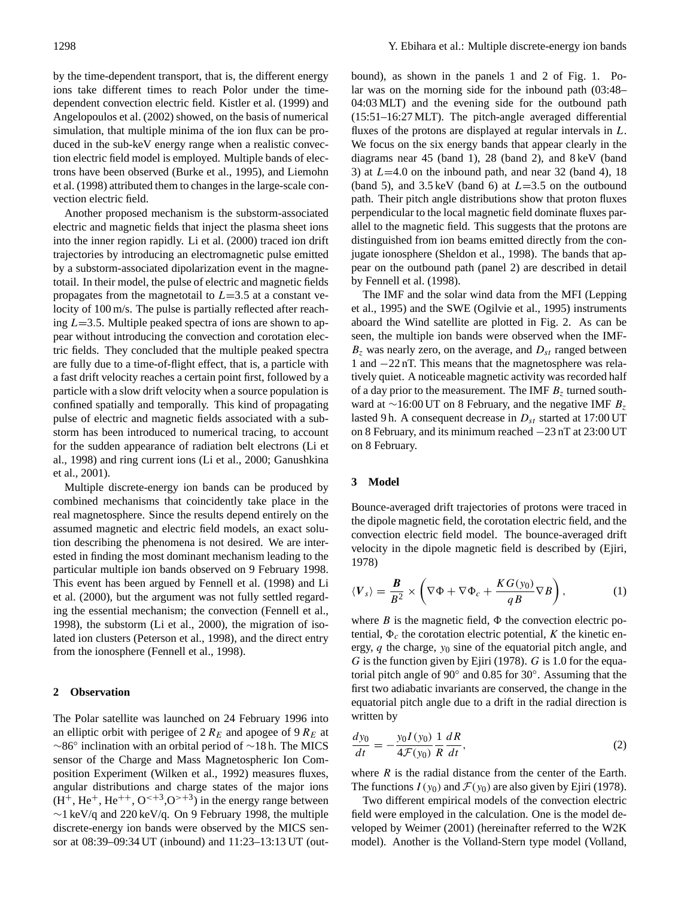by the time-dependent transport, that is, the different energy ions take different times to reach Polor under the time-dependent convection electric field. Kistler et al. (1999) and Angelopoulos et al. (2002) showed, on the basis of numerical simulation, that multiple minima of the ion flux can be produced in the sub-keV energy range when a realistic convection electric field model is employed. Multiple bands of electrons have been observed (Burke et al., 1995), and Liemohn et al. (1998) attributed them to changes in the large-scale convection electric field.

Another proposed mechanism is the substorm-associated electric and magnetic fields that inject the plasma sheet ions into the inner region rapidly. Li et al. (2000) traced ion drift trajectories by introducing an electromagnetic pulse emitted by a substorm-associated dipolarization event in the magnetotail. In their model, the pulse of electric and magnetic fields propagates from the magnetotail to $L$=3.5 at a constant velocity of 100 m/s. The pulse is partially reflected after reaching $L$=3.5. Multiple peaked spectra of ions are shown to appear without introducing the convection and corotation electric fields. They concluded that the multiple peaked spectra are fully due to a time-of-flight effect, that is, a particle with a fast drift velocity reaches a certain point first, followed by a particle with a slow drift velocity when a source population is confined spatially and temporally. This kind of propagating pulse of electric and magnetic fields associated with a substorm has been introduced to numerical tracing, to account for the sudden appearance of radiation belt electrons (Li et al., 1998) and ring current ions (Li et al., 2000; Ganushkina et al., 2001).

Multiple discrete-energy ion bands can be produced by combined mechanisms that coincidently take place in the real magnetosphere. Since the results depend entirely on the assumed magnetic and electric field models, an exact solution describing the phenomena is not desired. We are interested in finding the most dominant mechanism leading to the particular multiple ion bands observed on 9 February 1998. This event has been argued by Fennell et al. (1998) and Li et al. (2000), but the argument was not fully settled regarding the essential mechanism; the convection (Fennell et al., 1998), the substorm (Li et al., 2000), the migration of isolated ion clusters (Peterson et al., 1998), and the direct entry from the ionosphere (Fennell et al., 1998).

## 2 Observation

The Polar satellite was launched on 24 February 1996 into an elliptic orbit with perigee of 2 $R_E$ and apogee of 9 $R_E$ at ~86° inclination with an orbital period of ~18 h. The MICS sensor of the Charge and Mass Magnetospheric Ion Composition Experiment (Wilken et al., 1992) measures fluxes, angular distributions and charge states of the major ions ($H^+$, $He^+$, $He^{++}$, $O^{<+3}$,$O^{>+3}$) in the energy range between ~1 keV/q and 220 keV/q. On 9 February 1998, the multiple discrete-energy ion bands were observed by the MICS sensor at 08:39–09:34 UT (inbound) and 11:23–13:13 UT (outbound), as shown in the panels 1 and 2 of Fig. 1. Polar was on the morning side for the inbound path (03:48–04:03 MLT) and the evening side for the outbound path (15:51–16:27 MLT). The pitch-angle averaged differential fluxes of the protons are displayed at regular intervals in $L$. We focus on the six energy bands that appear clearly in the diagrams near 45 (band 1), 28 (band 2), and 8 keV (band 3) at $L$=4.0 on the inbound path, and near 32 (band 4), 18 (band 5), and 3.5 keV (band 6) at $L$=3.5 on the outbound path. Their pitch angle distributions show that proton fluxes perpendicular to the local magnetic field dominate fluxes parallel to the magnetic field. This suggests that the protons are distinguished from ion beams emitted directly from the conjugate ionosphere (Sheldon et al., 1998). The bands that appear on the outbound path (panel 2) are described in detail by Fennell et al. (1998).

The IMF and the solar wind data from the MFI (Lepping et al., 1995) and the SWE (Ogilvie et al., 1995) instruments aboard the Wind satellite are plotted in Fig. 2. As can be seen, the multiple ion bands were observed when the IMF-$B_z$ was nearly zero, on the average, and $D_{st}$ ranged between 1 and −22 nT. This means that the magnetosphere was relatively quiet. A noticeable magnetic activity was recorded half of a day prior to the measurement. The IMF $B_z$ turned southward at ~16:00 UT on 8 February, and the negative IMF $B_z$ lasted 9 h. A consequent decrease in $D_{st}$ started at 17:00 UT on 8 February, and its minimum reached −23 nT at 23:00 UT on 8 February.

## 3 Model

Bounce-averaged drift trajectories of protons were traced in the dipole magnetic field, the corotation electric field, and the convection electric field model. The bounce-averaged drift velocity in the dipole magnetic field is described by (Ejiri, 1978)

$$\langle V_s \rangle = \frac{\boldsymbol{B}}{B^2} \times \left( \nabla \Phi + \nabla \Phi_c + \frac{K G(y_0)}{qB} \nabla B \right), \tag{1}$$

where $B$ is the magnetic field, $\Phi$ the convection electric potential, $\Phi_c$ the corotation electric potential, $K$ the kinetic energy, $q$ the charge, $y_0$ sine of the equatorial pitch angle, and $G$ is the function given by Ejiri (1978). $G$ is 1.0 for the equatorial pitch angle of 90° and 0.85 for 30°. Assuming that the first two adiabatic invariants are conserved, the change in the equatorial pitch angle due to a drift in the radial direction is written by

$$\frac{dy_0}{dt} = -\frac{y_0 I(y_0)}{4\mathcal{F}(y_0)} \frac{1}{R} \frac{dR}{dt}, \tag{2}$$

where $R$ is the radial distance from the center of the Earth. The functions $I(y_0)$ and $\mathcal{F}(y_0)$ are also given by Ejiri (1978).

Two different empirical models of the convection electric field were employed in the calculation. One is the model developed by Weimer (2001) (hereinafter referred to the W2K model). Another is the Volland-Stern type model (Volland,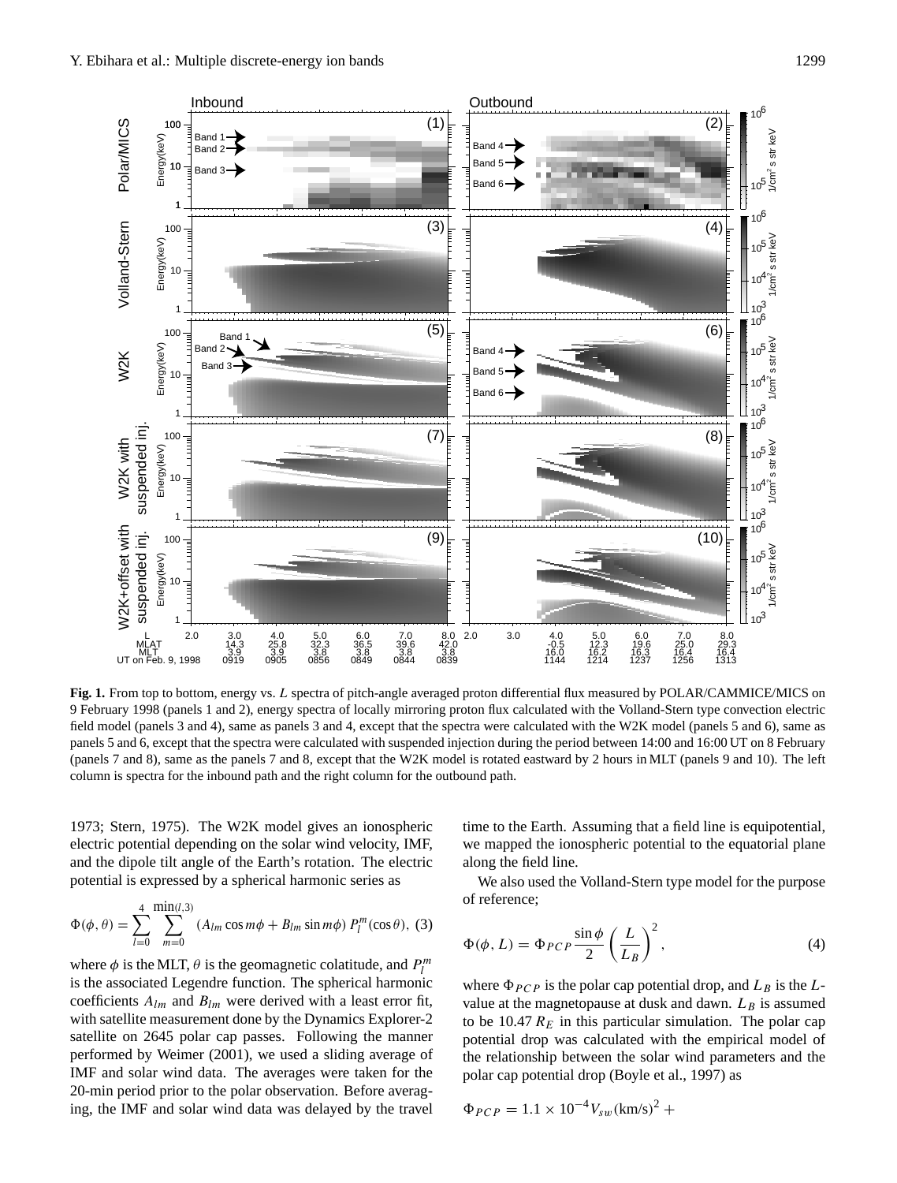**Fig. 1.** From top to bottom, energy vs. $L$ spectra of pitch-angle averaged proton differential flux measured by POLAR/CAMMICE/MICS on 9 February 1998 (panels 1 and 2), energy spectra of locally mirroring proton flux calculated with the Volland-Stern type convection electric field model (panels 3 and 4), same as panels 3 and 4, except that the spectra were calculated with the W2K model (panels 5 and 6), same as panels 5 and 6, except that the spectra were calculated with suspended injection during the period between 14:00 and 16:00 UT on 8 February (panels 7 and 8), same as the panels 7 and 8, except that the W2K model is rotated eastward by 2 hours in MLT (panels 9 and 10). The left column is spectra for the inbound path and the right column for the outbound path.

1973; Stern, 1975). The W2K model gives an ionospheric electric potential depending on the solar wind velocity, IMF, and the dipole tilt angle of the Earth's rotation. The electric potential is expressed by a spherical harmonic series as

$$\Phi(\phi, \theta) = \sum_{l=0}^{4} \sum_{m=0}^{\min(l,3)} (A_{lm} \cos m\phi + B_{lm} \sin m\phi)\, P_l^m(\cos\theta), \quad (3)$$

where $\phi$ is the MLT, $\theta$ is the geomagnetic colatitude, and $P_l^m$ is the associated Legendre function. The spherical harmonic coefficients $A_{lm}$ and $B_{lm}$ were derived with a least error fit, with satellite measurement done by the Dynamics Explorer-2 satellite on 2645 polar cap passes. Following the manner performed by Weimer (2001), we used a sliding average of IMF and solar wind data. The averages were taken for the 20-min period prior to the polar observation. Before averaging, the IMF and solar wind data was delayed by the travel time to the Earth. Assuming that a field line is equipotential, we mapped the ionospheric potential to the equatorial plane along the field line.

We also used the Volland-Stern type model for the purpose of reference;

$$\Phi(\phi, L) = \Phi_{PCP} \frac{\sin\phi}{2} \left(\frac{L}{L_B}\right)^2, \quad (4)$$

where $\Phi_{PCP}$ is the polar cap potential drop, and $L_B$ is the $L$-value at the magnetopause at dusk and dawn. $L_B$ is assumed to be 10.47 $R_E$ in this particular simulation. The polar cap potential drop was calculated with the empirical model of the relationship between the solar wind parameters and the polar cap potential drop (Boyle et al., 1997) as

$$\Phi_{PCP} = 1.1 \times 10^{-4} V_{sw}(\text{km/s})^2 +$$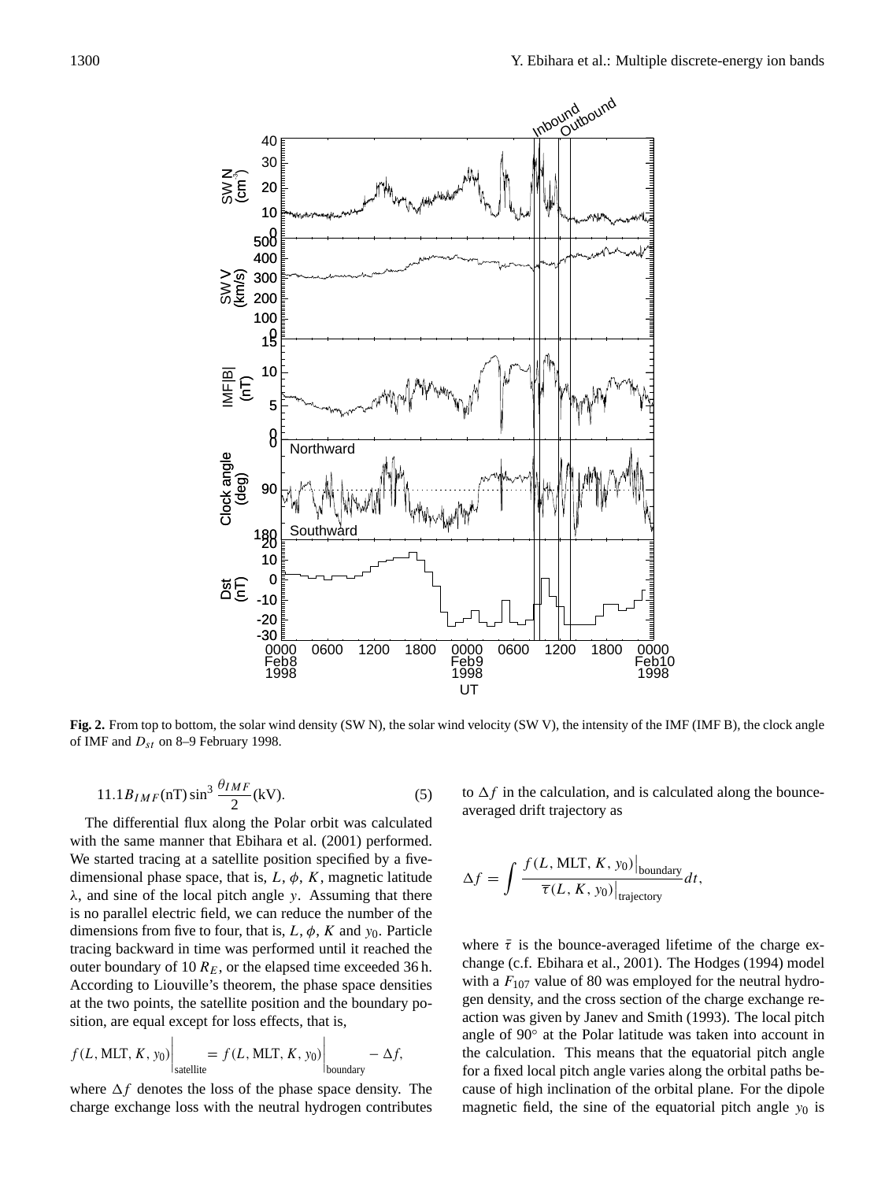**Fig. 2.** From top to bottom, the solar wind density (SW N), the solar wind velocity (SW V), the intensity of the IMF (IMF B), the clock angle of IMF and $D_{st}$ on 8–9 February 1998.

$$11.1 B_{IMF}(\mathrm{nT}) \sin^3 \frac{\theta_{IMF}}{2} (\mathrm{kV}). \tag{5}$$

The differential flux along the Polar orbit was calculated with the same manner that Ebihara et al. (2001) performed. We started tracing at a satellite position specified by a five-dimensional phase space, that is, $L$, $\phi$, $K$, magnetic latitude $\lambda$, and sine of the local pitch angle $y$. Assuming that there is no parallel electric field, we can reduce the number of the dimensions from five to four, that is, $L$, $\phi$, $K$ and $y_0$. Particle tracing backward in time was performed until it reached the outer boundary of 10 $R_E$, or the elapsed time exceeded 36 h. According to Liouville's theorem, the phase space densities at the two points, the satellite position and the boundary position, are equal except for loss effects, that is,

$$f(L, \mathrm{MLT}, K, y_0)\Big|_{\mathrm{satellite}} = f(L, \mathrm{MLT}, K, y_0)\Big|_{\mathrm{boundary}} - \Delta f,$$

where $\Delta f$ denotes the loss of the phase space density. The charge exchange loss with the neutral hydrogen contributes to $\Delta f$ in the calculation, and is calculated along the bounce-averaged drift trajectory as

$$\Delta f = \int \frac{f(L, \mathrm{MLT}, K, y_0)\big|_{\mathrm{boundary}}}{\overline{\tau}(L, K, y_0)\big|_{\mathrm{trajectory}}} dt,$$

where $\bar{\tau}$ is the bounce-averaged lifetime of the charge exchange (c.f. Ebihara et al., 2001). The Hodges (1994) model with a $F_{107}$ value of 80 was employed for the neutral hydrogen density, and the cross section of the charge exchange reaction was given by Janev and Smith (1993). The local pitch angle of 90° at the Polar latitude was taken into account in the calculation. This means that the equatorial pitch angle for a fixed local pitch angle varies along the orbital paths because of high inclination of the orbital plane. For the dipole magnetic field, the sine of the equatorial pitch angle $y_0$ is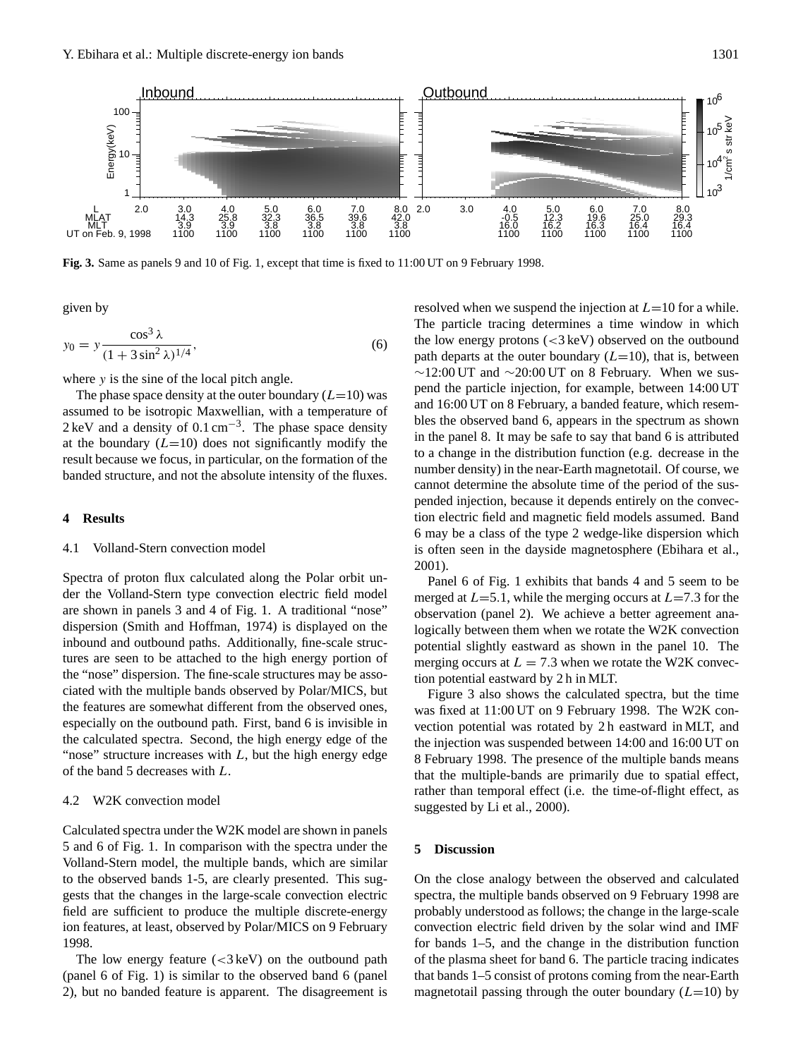**Fig. 3.** Same as panels 9 and 10 of Fig. 1, except that time is fixed to 11:00 UT on 9 February 1998.

given by

$$y_0 = y \frac{\cos^3 \lambda}{(1 + 3\sin^2 \lambda)^{1/4}}, \tag{6}$$

where $y$ is the sine of the local pitch angle.

The phase space density at the outer boundary ($L$=10) was assumed to be isotropic Maxwellian, with a temperature of 2 keV and a density of 0.1 cm$^{-3}$. The phase space density at the boundary ($L$=10) does not significantly modify the result because we focus, in particular, on the formation of the banded structure, and not the absolute intensity of the fluxes.

## 4 Results

### 4.1 Volland-Stern convection model

Spectra of proton flux calculated along the Polar orbit under the Volland-Stern type convection electric field model are shown in panels 3 and 4 of Fig. 1. A traditional "nose" dispersion (Smith and Hoffman, 1974) is displayed on the inbound and outbound paths. Additionally, fine-scale structures are seen to be attached to the high energy portion of the "nose" dispersion. The fine-scale structures may be associated with the multiple bands observed by Polar/MICS, but the features are somewhat different from the observed ones, especially on the outbound path. First, band 6 is invisible in the calculated spectra. Second, the high energy edge of the "nose" structure increases with $L$, but the high energy edge of the band 5 decreases with $L$.

### 4.2 W2K convection model

Calculated spectra under the W2K model are shown in panels 5 and 6 of Fig. 1. In comparison with the spectra under the Volland-Stern model, the multiple bands, which are similar to the observed bands 1-5, are clearly presented. This suggests that the changes in the large-scale convection electric field are sufficient to produce the multiple discrete-energy ion features, at least, observed by Polar/MICS on 9 February 1998.

The low energy feature (<3 keV) on the outbound path (panel 6 of Fig. 1) is similar to the observed band 6 (panel 2), but no banded feature is apparent. The disagreement is resolved when we suspend the injection at $L$=10 for a while. The particle tracing determines a time window in which the low energy protons (<3 keV) observed on the outbound path departs at the outer boundary ($L$=10), that is, between ~12:00 UT and ~20:00 UT on 8 February. When we suspend the particle injection, for example, between 14:00 UT and 16:00 UT on 8 February, a banded feature, which resembles the observed band 6, appears in the spectrum as shown in the panel 8. It may be safe to say that band 6 is attributed to a change in the distribution function (e.g. decrease in the number density) in the near-Earth magnetotail. Of course, we cannot determine the absolute time of the period of the suspended injection, because it depends entirely on the convection electric field and magnetic field models assumed. Band 6 may be a class of the type 2 wedge-like dispersion which is often seen in the dayside magnetosphere (Ebihara et al., 2001).

Panel 6 of Fig. 1 exhibits that bands 4 and 5 seem to be merged at $L$=5.1, while the merging occurs at $L$=7.3 for the observation (panel 2). We achieve a better agreement analogically between them when we rotate the W2K convection potential slightly eastward as shown in the panel 10. The merging occurs at $L = 7.3$ when we rotate the W2K convection potential eastward by 2 h in MLT.

Figure 3 also shows the calculated spectra, but the time was fixed at 11:00 UT on 9 February 1998. The W2K convection potential was rotated by 2 h eastward in MLT, and the injection was suspended between 14:00 and 16:00 UT on 8 February 1998. The presence of the multiple bands means that the multiple-bands are primarily due to spatial effect, rather than temporal effect (i.e. the time-of-flight effect, as suggested by Li et al., 2000).

## 5 Discussion

On the close analogy between the observed and calculated spectra, the multiple bands observed on 9 February 1998 are probably understood as follows; the change in the large-scale convection electric field driven by the solar wind and IMF for bands 1–5, and the change in the distribution function of the plasma sheet for band 6. The particle tracing indicates that bands 1–5 consist of protons coming from the near-Earth magnetotail passing through the outer boundary ($L$=10) by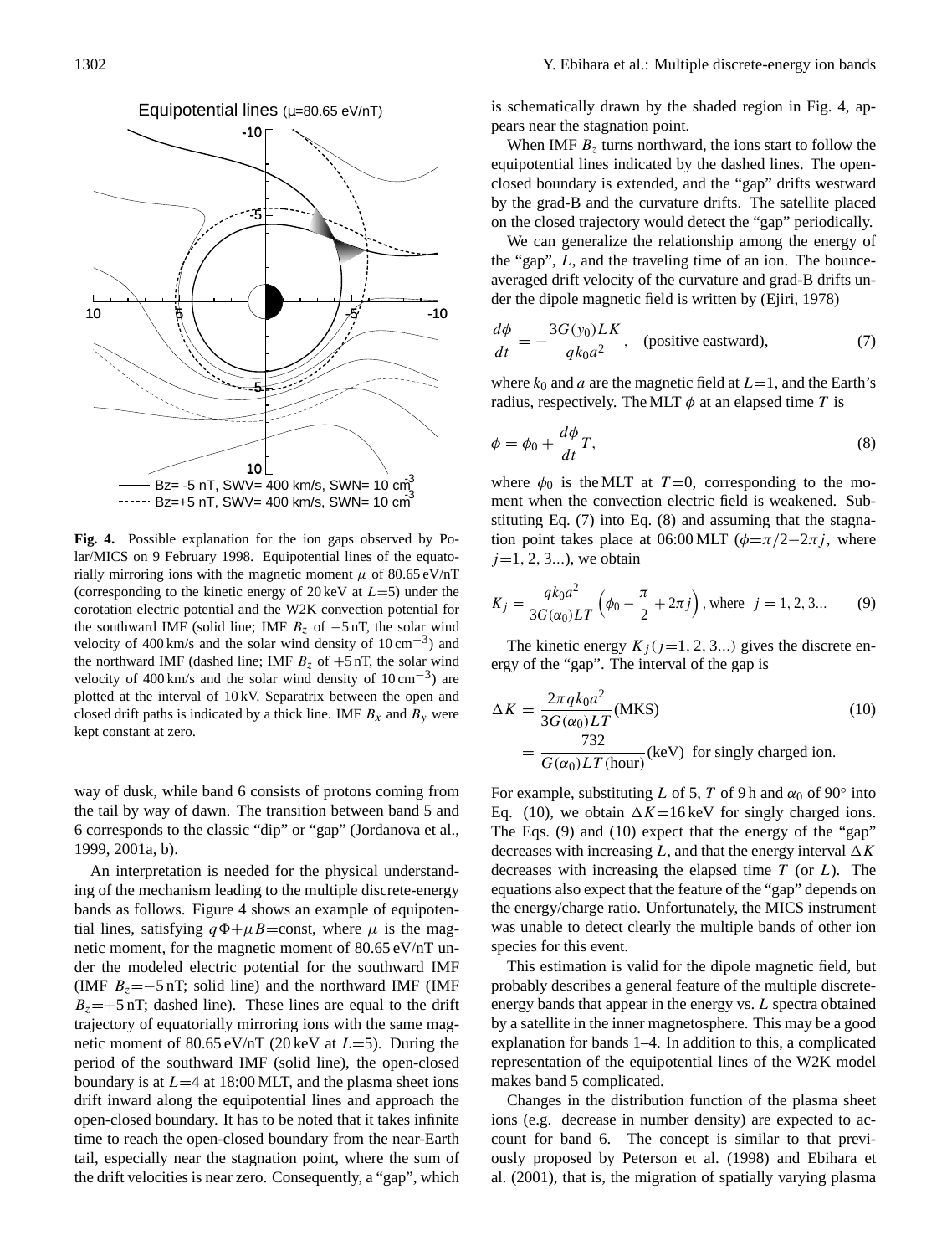**Fig. 4.** Possible explanation for the ion gaps observed by Polar/MICS on 9 February 1998. Equipotential lines of the equatorially mirroring ions with the magnetic moment $\mu$ of 80.65 eV/nT (corresponding to the kinetic energy of 20 keV at $L$=5) under the corotation electric potential and the W2K convection potential for the southward IMF (solid line; IMF $B_z$ of −5 nT, the solar wind velocity of 400 km/s and the solar wind density of 10 cm$^{-3}$) and the northward IMF (dashed line; IMF $B_z$ of +5 nT, the solar wind velocity of 400 km/s and the solar wind density of 10 cm$^{-3}$) are plotted at the interval of 10 kV. Separatrix between the open and closed drift paths is indicated by a thick line. IMF $B_x$ and $B_y$ were kept constant at zero.

way of dusk, while band 6 consists of protons coming from the tail by way of dawn. The transition between band 5 and 6 corresponds to the classic "dip" or "gap" (Jordanova et al., 1999, 2001a, b).

An interpretation is needed for the physical understanding of the mechanism leading to the multiple discrete-energy bands as follows. Figure 4 shows an example of equipotential lines, satisfying $q\Phi+\mu B$=const, where $\mu$ is the magnetic moment, for the magnetic moment of 80.65 eV/nT under the modeled electric potential for the southward IMF (IMF $B_z$=−5 nT; solid line) and the northward IMF (IMF $B_z$=+5 nT; dashed line). These lines are equal to the drift trajectory of equatorially mirroring ions with the same magnetic moment of 80.65 eV/nT (20 keV at $L$=5). During the period of the southward IMF (solid line), the open-closed boundary is at $L$=4 at 18:00 MLT, and the plasma sheet ions drift inward along the equipotential lines and approach the open-closed boundary. It has to be noted that it takes infinite time to reach the open-closed boundary from the near-Earth tail, especially near the stagnation point, where the sum of the drift velocities is near zero. Consequently, a "gap", which is schematically drawn by the shaded region in Fig. 4, appears near the stagnation point.

When IMF $B_z$ turns northward, the ions start to follow the equipotential lines indicated by the dashed lines. The open-closed boundary is extended, and the "gap" drifts westward by the grad-B and the curvature drifts. The satellite placed on the closed trajectory would detect the "gap" periodically.

We can generalize the relationship among the energy of the "gap", $L$, and the traveling time of an ion. The bounce-averaged drift velocity of the curvature and grad-B drifts under the dipole magnetic field is written by (Ejiri, 1978)

$$\frac{d\phi}{dt} = -\frac{3G(y_0)LK}{qk_0a^2}, \quad \text{(positive eastward)}, \tag{7}$$

where $k_0$ and $a$ are the magnetic field at $L$=1, and the Earth's radius, respectively. The MLT $\phi$ at an elapsed time $T$ is

$$\phi = \phi_0 + \frac{d\phi}{dt}T, \tag{8}$$

where $\phi_0$ is the MLT at $T$=0, corresponding to the moment when the convection electric field is weakened. Substituting Eq. (7) into Eq. (8) and assuming that the stagnation point takes place at 06:00 MLT ($\phi=\pi/2-2\pi j$, where $j$=1, 2, 3...), we obtain

$$K_j = \frac{qk_0a^2}{3G(\alpha_0)LT}\left(\phi_0 - \frac{\pi}{2} + 2\pi j\right), \text{ where } \; j = 1, 2, 3... \tag{9}$$

The kinetic energy $K_j$ ($j$=1, 2, 3...) gives the discrete energy of the "gap". The interval of the gap is

$$\Delta K = \frac{2\pi qk_0a^2}{3G(\alpha_0)LT}(\text{MKS}) = \frac{732}{G(\alpha_0)LT\,(\text{hour})}(\text{keV}) \;\; \text{for singly charged ion.} \tag{10}$$

For example, substituting $L$ of 5, $T$ of 9 h and $\alpha_0$ of 90° into Eq. (10), we obtain $\Delta K$=16 keV for singly charged ions. The Eqs. (9) and (10) expect that the energy of the "gap" decreases with increasing $L$, and that the energy interval $\Delta K$ decreases with increasing the elapsed time $T$ (or $L$). The equations also expect that the feature of the "gap" depends on the energy/charge ratio. Unfortunately, the MICS instrument was unable to detect clearly the multiple bands of other ion species for this event.

This estimation is valid for the dipole magnetic field, but probably describes a general feature of the multiple discrete-energy bands that appear in the energy vs. $L$ spectra obtained by a satellite in the inner magnetosphere. This may be a good explanation for bands 1–4. In addition to this, a complicated representation of the equipotential lines of the W2K model makes band 5 complicated.

Changes in the distribution function of the plasma sheet ions (e.g. decrease in number density) are expected to account for band 6. The concept is similar to that previously proposed by Peterson et al. (1998) and Ebihara et al. (2001), that is, the migration of spatially varying plasma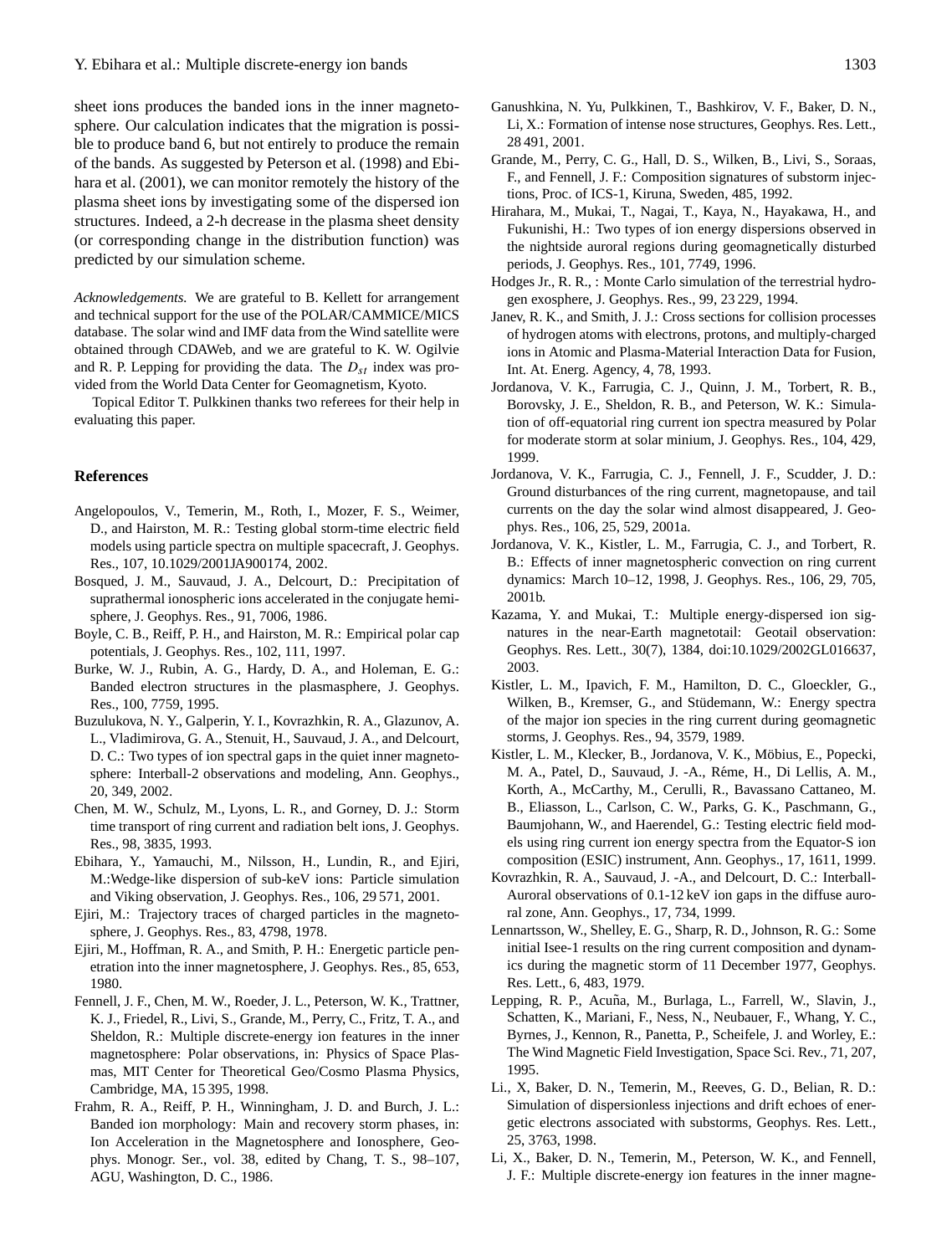sheet ions produces the banded ions in the inner magnetosphere. Our calculation indicates that the migration is possible to produce band 6, but not entirely to produce the remain of the bands. As suggested by Peterson et al. (1998) and Ebihara et al. (2001), we can monitor remotely the history of the plasma sheet ions by investigating some of the dispersed ion structures. Indeed, a 2-h decrease in the plasma sheet density (or corresponding change in the distribution function) was predicted by our simulation scheme.

*Acknowledgements.* We are grateful to B. Kellett for arrangement and technical support for the use of the POLAR/CAMMICE/MICS database. The solar wind and IMF data from the Wind satellite were obtained through CDAWeb, and we are grateful to K. W. Ogilvie and R. P. Lepping for providing the data. The $D_{st}$ index was provided from the World Data Center for Geomagnetism, Kyoto.

Topical Editor T. Pulkkinen thanks two referees for their help in evaluating this paper.

## References

Angelopoulos, V., Temerin, M., Roth, I., Mozer, F. S., Weimer, D., and Hairston, M. R.: Testing global storm-time electric field models using particle spectra on multiple spacecraft, J. Geophys. Res., 107, 10.1029/2001JA900174, 2002.

Bosqued, J. M., Sauvaud, J. A., Delcourt, D.: Precipitation of suprathermal ionospheric ions accelerated in the conjugate hemisphere, J. Geophys. Res., 91, 7006, 1986.

Boyle, C. B., Reiff, P. H., and Hairston, M. R.: Empirical polar cap potentials, J. Geophys. Res., 102, 111, 1997.

Burke, W. J., Rubin, A. G., Hardy, D. A., and Holeman, E. G.: Banded electron structures in the plasmasphere, J. Geophys. Res., 100, 7759, 1995.

Buzulukova, N. Y., Galperin, Y. I., Kovrazhkin, R. A., Glazunov, A. L., Vladimirova, G. A., Stenuit, H., Sauvaud, J. A., and Delcourt, D. C.: Two types of ion spectral gaps in the quiet inner magnetosphere: Interball-2 observations and modeling, Ann. Geophys., 20, 349, 2002.

Chen, M. W., Schulz, M., Lyons, L. R., and Gorney, D. J.: Storm time transport of ring current and radiation belt ions, J. Geophys. Res., 98, 3835, 1993.

Ebihara, Y., Yamauchi, M., Nilsson, H., Lundin, R., and Ejiri, M.:Wedge-like dispersion of sub-keV ions: Particle simulation and Viking observation, J. Geophys. Res., 106, 29 571, 2001.

Ejiri, M.: Trajectory traces of charged particles in the magnetosphere, J. Geophys. Res., 83, 4798, 1978.

Ejiri, M., Hoffman, R. A., and Smith, P. H.: Energetic particle penetration into the inner magnetosphere, J. Geophys. Res., 85, 653, 1980.

Fennell, J. F., Chen, M. W., Roeder, J. L., Peterson, W. K., Trattner, K. J., Friedel, R., Livi, S., Grande, M., Perry, C., Fritz, T. A., and Sheldon, R.: Multiple discrete-energy ion features in the inner magnetosphere: Polar observations, in: Physics of Space Plasmas, MIT Center for Theoretical Geo/Cosmo Plasma Physics, Cambridge, MA, 15 395, 1998.

Frahm, R. A., Reiff, P. H., Winningham, J. D. and Burch, J. L.: Banded ion morphology: Main and recovery storm phases, in: Ion Acceleration in the Magnetosphere and Ionosphere, Geophys. Monogr. Ser., vol. 38, edited by Chang, T. S., 98–107, AGU, Washington, D. C., 1986.

Ganushkina, N. Yu, Pulkkinen, T., Bashkirov, V. F., Baker, D. N., Li, X.: Formation of intense nose structures, Geophys. Res. Lett., 28 491, 2001.

Grande, M., Perry, C. G., Hall, D. S., Wilken, B., Livi, S., Soraas, F., and Fennell, J. F.: Composition signatures of substorm injections, Proc. of ICS-1, Kiruna, Sweden, 485, 1992.

Hirahara, M., Mukai, T., Nagai, T., Kaya, N., Hayakawa, H., and Fukunishi, H.: Two types of ion energy dispersions observed in the nightside auroral regions during geomagnetically disturbed periods, J. Geophys. Res., 101, 7749, 1996.

Hodges Jr., R. R., : Monte Carlo simulation of the terrestrial hydrogen exosphere, J. Geophys. Res., 99, 23 229, 1994.

Janev, R. K., and Smith, J. J.: Cross sections for collision processes of hydrogen atoms with electrons, protons, and multiply-charged ions in Atomic and Plasma-Material Interaction Data for Fusion, Int. At. Energ. Agency, 4, 78, 1993.

Jordanova, V. K., Farrugia, C. J., Quinn, J. M., Torbert, R. B., Borovsky, J. E., Sheldon, R. B., and Peterson, W. K.: Simulation of off-equatorial ring current ion spectra measured by Polar for moderate storm at solar minium, J. Geophys. Res., 104, 429, 1999.

Jordanova, V. K., Farrugia, C. J., Fennell, J. F., Scudder, J. D.: Ground disturbances of the ring current, magnetopause, and tail currents on the day the solar wind almost disappeared, J. Geophys. Res., 106, 25, 529, 2001a.

Jordanova, V. K., Kistler, L. M., Farrugia, C. J., and Torbert, R. B.: Effects of inner magnetospheric convection on ring current dynamics: March 10–12, 1998, J. Geophys. Res., 106, 29, 705, 2001b.

Kazama, Y. and Mukai, T.: Multiple energy-dispersed ion signatures in the near-Earth magnetotail: Geotail observation: Geophys. Res. Lett., 30(7), 1384, doi:10.1029/2002GL016637, 2003.

Kistler, L. M., Ipavich, F. M., Hamilton, D. C., Gloeckler, G., Wilken, B., Kremser, G., and Stüdemann, W.: Energy spectra of the major ion species in the ring current during geomagnetic storms, J. Geophys. Res., 94, 3579, 1989.

Kistler, L. M., Klecker, B., Jordanova, V. K., Möbius, E., Popecki, M. A., Patel, D., Sauvaud, J. -A., Réme, H., Di Lellis, A. M., Korth, A., McCarthy, M., Cerulli, R., Bavassano Cattaneo, M. B., Eliasson, L., Carlson, C. W., Parks, G. K., Paschmann, G., Baumjohann, W., and Haerendel, G.: Testing electric field models using ring current ion energy spectra from the Equator-S ion composition (ESIC) instrument, Ann. Geophys., 17, 1611, 1999.

Kovrazhkin, R. A., Sauvaud, J. -A., and Delcourt, D. C.: Interball-Auroral observations of 0.1-12 keV ion gaps in the diffuse auroral zone, Ann. Geophys., 17, 734, 1999.

Lennartsson, W., Shelley, E. G., Sharp, R. D., Johnson, R. G.: Some initial Isee-1 results on the ring current composition and dynamics during the magnetic storm of 11 December 1977, Geophys. Res. Lett., 6, 483, 1979.

Lepping, R. P., Acuña, M., Burlaga, L., Farrell, W., Slavin, J., Schatten, K., Mariani, F., Ness, N., Neubauer, F., Whang, Y. C., Byrnes, J., Kennon, R., Panetta, P., Scheifele, J. and Worley, E.: The Wind Magnetic Field Investigation, Space Sci. Rev., 71, 207, 1995.

Li., X, Baker, D. N., Temerin, M., Reeves, G. D., Belian, R. D.: Simulation of dispersionless injections and drift echoes of energetic electrons associated with substorms, Geophys. Res. Lett., 25, 3763, 1998.

Li, X., Baker, D. N., Temerin, M., Peterson, W. K., and Fennell, J. F.: Multiple discrete-energy ion features in the inner magne-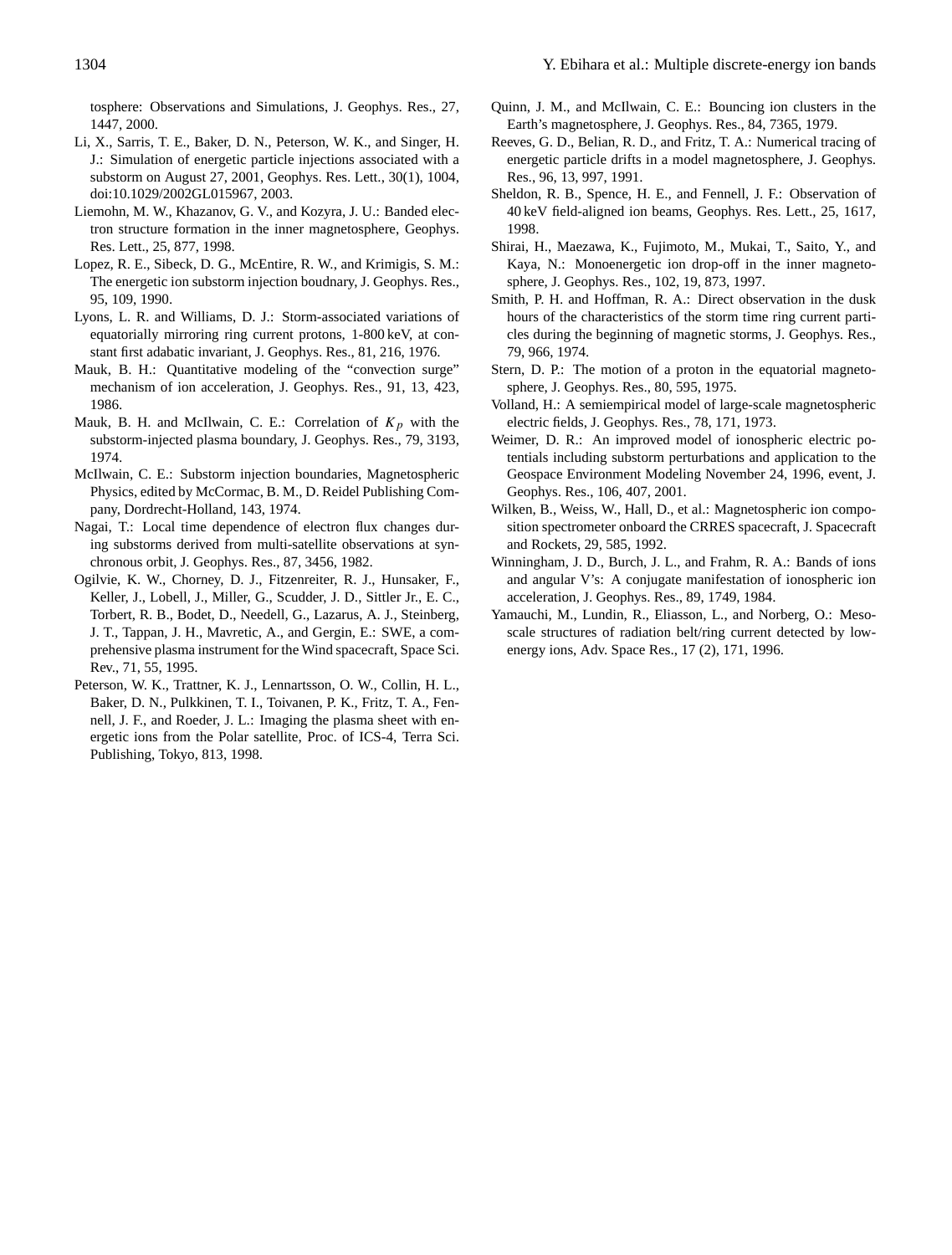tosphere: Observations and Simulations, J. Geophys. Res., 27, 1447, 2000.

Li, X., Sarris, T. E., Baker, D. N., Peterson, W. K., and Singer, H. J.: Simulation of energetic particle injections associated with a substorm on August 27, 2001, Geophys. Res. Lett., 30(1), 1004, doi:10.1029/2002GL015967, 2003.

Liemohn, M. W., Khazanov, G. V., and Kozyra, J. U.: Banded electron structure formation in the inner magnetosphere, Geophys. Res. Lett., 25, 877, 1998.

Lopez, R. E., Sibeck, D. G., McEntire, R. W., and Krimigis, S. M.: The energetic ion substorm injection boudnary, J. Geophys. Res., 95, 109, 1990.

Lyons, L. R. and Williams, D. J.: Storm-associated variations of equatorially mirroring ring current protons, 1-800 keV, at constant first adabatic invariant, J. Geophys. Res., 81, 216, 1976.

Mauk, B. H.: Quantitative modeling of the "convection surge" mechanism of ion acceleration, J. Geophys. Res., 91, 13, 423, 1986.

Mauk, B. H. and McIlwain, C. E.: Correlation of $K_p$ with the substorm-injected plasma boundary, J. Geophys. Res., 79, 3193, 1974.

McIlwain, C. E.: Substorm injection boundaries, Magnetospheric Physics, edited by McCormac, B. M., D. Reidel Publishing Company, Dordrecht-Holland, 143, 1974.

Nagai, T.: Local time dependence of electron flux changes during substorms derived from multi-satellite observations at synchronous orbit, J. Geophys. Res., 87, 3456, 1982.

Ogilvie, K. W., Chorney, D. J., Fitzenreiter, R. J., Hunsaker, F., Keller, J., Lobell, J., Miller, G., Scudder, J. D., Sittler Jr., E. C., Torbert, R. B., Bodet, D., Needell, G., Lazarus, A. J., Steinberg, J. T., Tappan, J. H., Mavretic, A., and Gergin, E.: SWE, a comprehensive plasma instrument for the Wind spacecraft, Space Sci. Rev., 71, 55, 1995.

Peterson, W. K., Trattner, K. J., Lennartsson, O. W., Collin, H. L., Baker, D. N., Pulkkinen, T. I., Toivanen, P. K., Fritz, T. A., Fennell, J. F., and Roeder, J. L.: Imaging the plasma sheet with energetic ions from the Polar satellite, Proc. of ICS-4, Terra Sci. Publishing, Tokyo, 813, 1998.

Quinn, J. M., and McIlwain, C. E.: Bouncing ion clusters in the Earth's magnetosphere, J. Geophys. Res., 84, 7365, 1979.

Reeves, G. D., Belian, R. D., and Fritz, T. A.: Numerical tracing of energetic particle drifts in a model magnetosphere, J. Geophys. Res., 96, 13, 997, 1991.

Sheldon, R. B., Spence, H. E., and Fennell, J. F.: Observation of 40 keV field-aligned ion beams, Geophys. Res. Lett., 25, 1617, 1998.

Shirai, H., Maezawa, K., Fujimoto, M., Mukai, T., Saito, Y., and Kaya, N.: Monoenergetic ion drop-off in the inner magnetosphere, J. Geophys. Res., 102, 19, 873, 1997.

Smith, P. H. and Hoffman, R. A.: Direct observation in the dusk hours of the characteristics of the storm time ring current particles during the beginning of magnetic storms, J. Geophys. Res., 79, 966, 1974.

Stern, D. P.: The motion of a proton in the equatorial magnetosphere, J. Geophys. Res., 80, 595, 1975.

Volland, H.: A semiempirical model of large-scale magnetospheric electric fields, J. Geophys. Res., 78, 171, 1973.

Weimer, D. R.: An improved model of ionospheric electric potentials including substorm perturbations and application to the Geospace Environment Modeling November 24, 1996, event, J. Geophys. Res., 106, 407, 2001.

Wilken, B., Weiss, W., Hall, D., et al.: Magnetospheric ion composition spectrometer onboard the CRRES spacecraft, J. Spacecraft and Rockets, 29, 585, 1992.

Winningham, J. D., Burch, J. L., and Frahm, R. A.: Bands of ions and angular V's: A conjugate manifestation of ionospheric ion acceleration, J. Geophys. Res., 89, 1749, 1984.

Yamauchi, M., Lundin, R., Eliasson, L., and Norberg, O.: Mesoscale structures of radiation belt/ring current detected by low-energy ions, Adv. Space Res., 17 (2), 171, 1996.